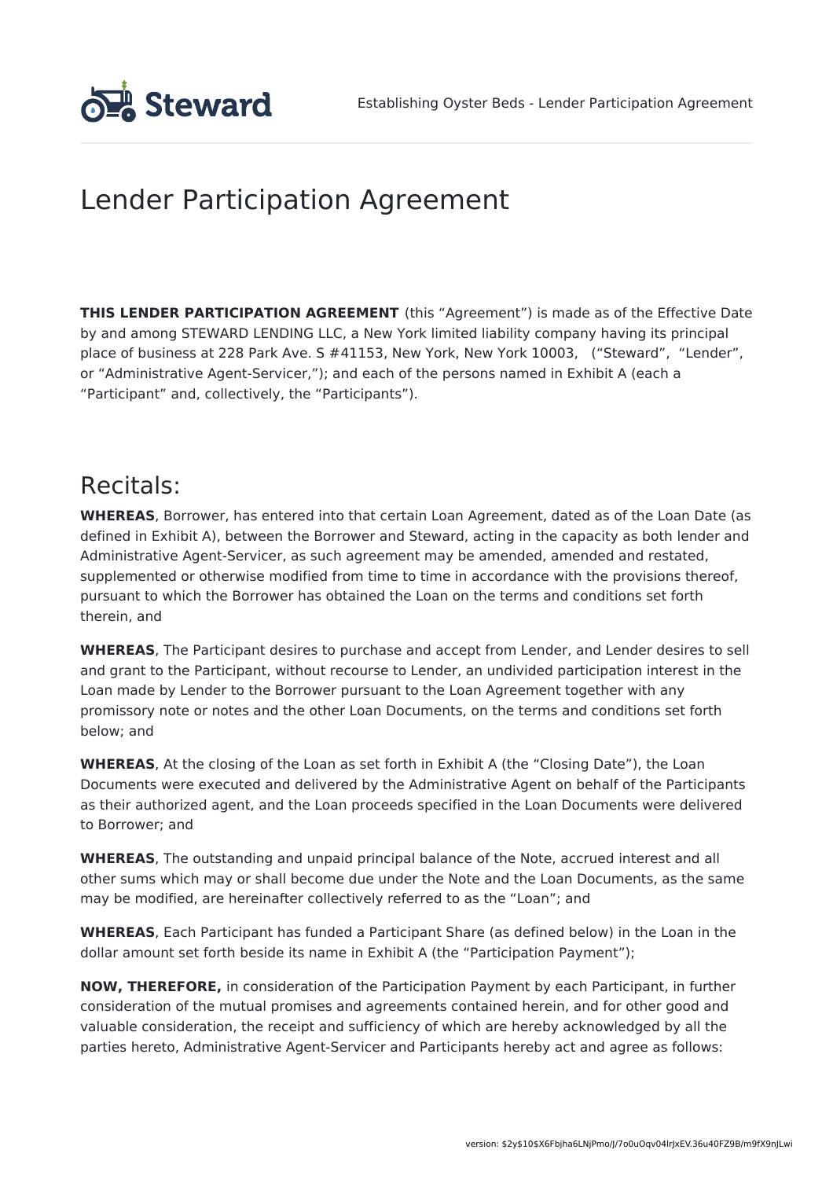# Lender Participation Agreement

**THIS LENDER PARTICIPATION AGREEMENT** (this "Agreement") is made as of the Effective Date by and among STEWARD LENDING LLC, a New York limited liability company having its principal place of business at 228 Park Ave. S #41153, New York, New York 10003, ("Steward", "Lender", or "Administrative Agent-Servicer,"); and each of the persons named in Exhibit A (each a "Participant" and, collectively, the "Participants").

## Recitals:

**WHEREAS**, Borrower, has entered into that certain Loan Agreement, dated as of the Loan Date (as defined in Exhibit A), between the Borrower and Steward, acting in the capacity as both lender and Administrative Agent-Servicer, as such agreement may be amended, amended and restated, supplemented or otherwise modified from time to time in accordance with the provisions thereof, pursuant to which the Borrower has obtained the Loan on the terms and conditions set forth therein, and

**WHEREAS**, The Participant desires to purchase and accept from Lender, and Lender desires to sell and grant to the Participant, without recourse to Lender, an undivided participation interest in the Loan made by Lender to the Borrower pursuant to the Loan Agreement together with any promissory note or notes and the other Loan Documents, on the terms and conditions set forth below; and

**WHEREAS**, At the closing of the Loan as set forth in Exhibit A (the "Closing Date"), the Loan Documents were executed and delivered by the Administrative Agent on behalf of the Participants as their authorized agent, and the Loan proceeds specified in the Loan Documents were delivered to Borrower; and

**WHEREAS**, The outstanding and unpaid principal balance of the Note, accrued interest and all other sums which may or shall become due under the Note and the Loan Documents, as the same may be modified, are hereinafter collectively referred to as the "Loan"; and

**WHEREAS**, Each Participant has funded a Participant Share (as defined below) in the Loan in the dollar amount set forth beside its name in Exhibit A (the "Participation Payment");

**NOW, THEREFORE,** in consideration of the Participation Payment by each Participant, in further consideration of the mutual promises and agreements contained herein, and for other good and valuable consideration, the receipt and sufficiency of which are hereby acknowledged by all the parties hereto, Administrative Agent-Servicer and Participants hereby act and agree as follows: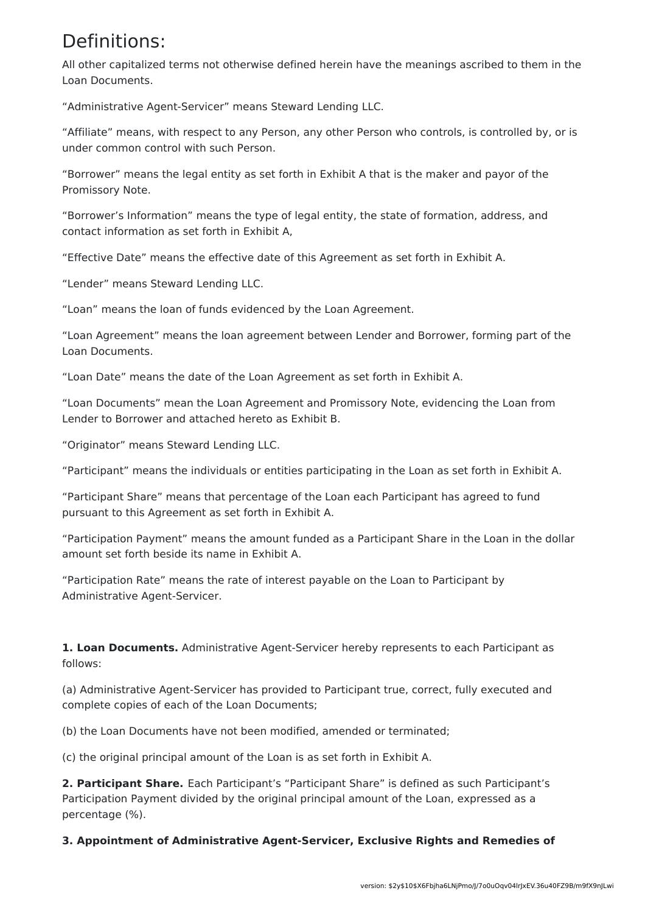# Definitions:

All other capitalized terms not otherwise defined herein have the meanings ascribed to them in the Loan Documents.

"Administrative Agent-Servicer" means Steward Lending LLC.

"Affiliate" means, with respect to any Person, any other Person who controls, is controlled by, or is under common control with such Person.

"Borrower" means the legal entity as set forth in Exhibit A that is the maker and payor of the Promissory Note.

"Borrower's Information" means the type of legal entity, the state of formation, address, and contact information as set forth in Exhibit A,

"Effective Date" means the effective date of this Agreement as set forth in Exhibit A.

"Lender" means Steward Lending LLC.

"Loan" means the loan of funds evidenced by the Loan Agreement.

"Loan Agreement" means the loan agreement between Lender and Borrower, forming part of the Loan Documents.

"Loan Date" means the date of the Loan Agreement as set forth in Exhibit A.

"Loan Documents" mean the Loan Agreement and Promissory Note, evidencing the Loan from Lender to Borrower and attached hereto as Exhibit B.

"Originator" means Steward Lending LLC.

"Participant" means the individuals or entities participating in the Loan as set forth in Exhibit A.

"Participant Share" means that percentage of the Loan each Participant has agreed to fund pursuant to this Agreement as set forth in Exhibit A.

"Participation Payment" means the amount funded as a Participant Share in the Loan in the dollar amount set forth beside its name in Exhibit A.

"Participation Rate" means the rate of interest payable on the Loan to Participant by Administrative Agent-Servicer.

**1. Loan Documents.** Administrative Agent-Servicer hereby represents to each Participant as follows:

(a) Administrative Agent-Servicer has provided to Participant true, correct, fully executed and complete copies of each of the Loan Documents;

(b) the Loan Documents have not been modified, amended or terminated;

(c) the original principal amount of the Loan is as set forth in Exhibit A.

**2. Participant Share.** Each Participant's "Participant Share" is defined as such Participant's Participation Payment divided by the original principal amount of the Loan, expressed as a percentage (%).

**3. Appointment of Administrative Agent-Servicer, Exclusive Rights and Remedies of**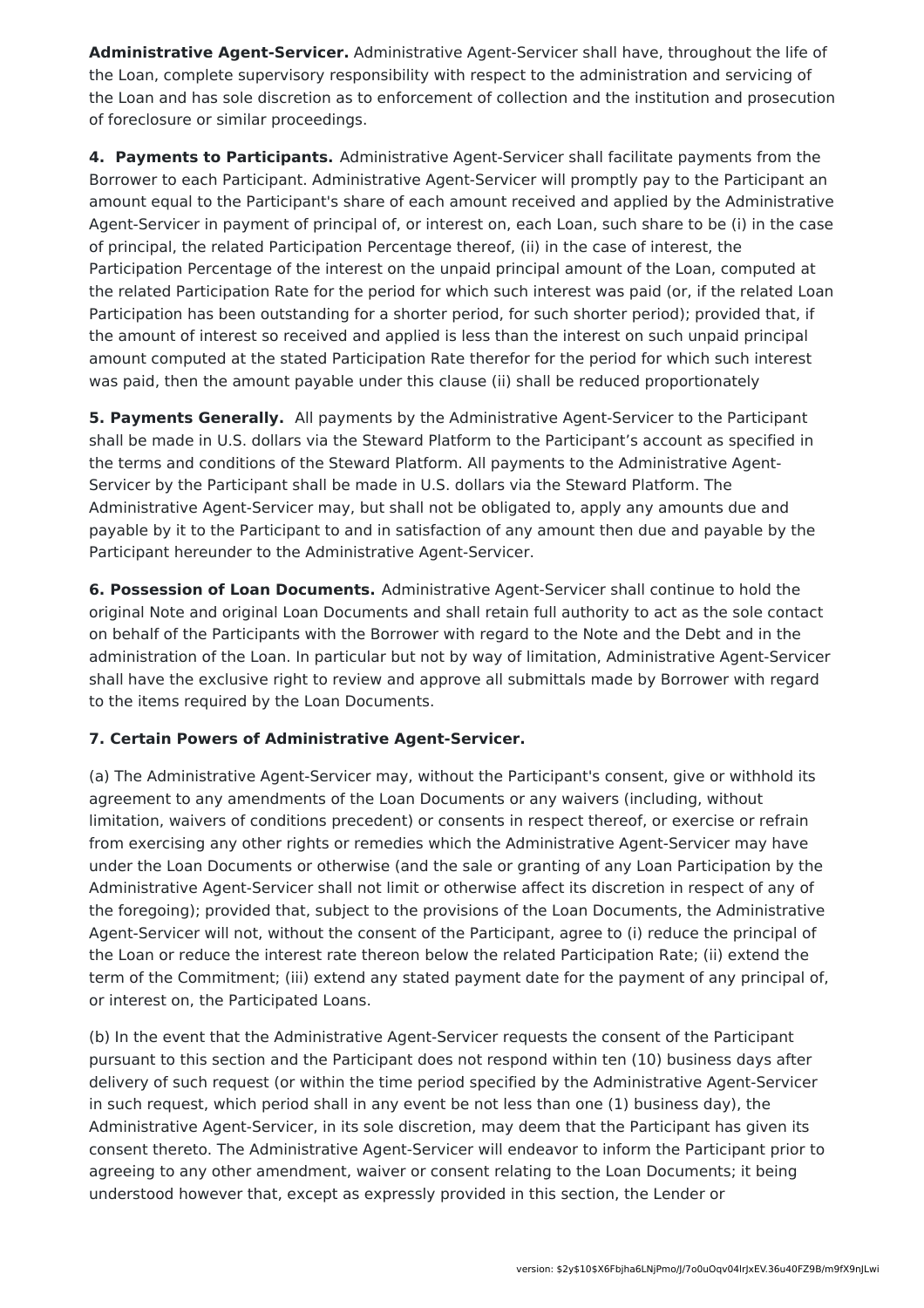**Administrative Agent-Servicer.** Administrative Agent-Servicer shall have, throughout the life of the Loan, complete supervisory responsibility with respect to the administration and servicing of the Loan and has sole discretion as to enforcement of collection and the institution and prosecution of foreclosure or similar proceedings.

**4. Payments to Participants.** Administrative Agent-Servicer shall facilitate payments from the Borrower to each Participant. Administrative Agent-Servicer will promptly pay to the Participant an amount equal to the Participant's share of each amount received and applied by the Administrative Agent-Servicer in payment of principal of, or interest on, each Loan, such share to be (i) in the case of principal, the related Participation Percentage thereof, (ii) in the case of interest, the Participation Percentage of the interest on the unpaid principal amount of the Loan, computed at the related Participation Rate for the period for which such interest was paid (or, if the related Loan Participation has been outstanding for a shorter period, for such shorter period); provided that, if the amount of interest so received and applied is less than the interest on such unpaid principal amount computed at the stated Participation Rate therefor for the period for which such interest was paid, then the amount payable under this clause (ii) shall be reduced proportionately

**5. Payments Generally.** All payments by the Administrative Agent-Servicer to the Participant shall be made in U.S. dollars via the Steward Platform to the Participant's account as specified in the terms and conditions of the Steward Platform. All payments to the Administrative Agent-Servicer by the Participant shall be made in U.S. dollars via the Steward Platform. The Administrative Agent-Servicer may, but shall not be obligated to, apply any amounts due and payable by it to the Participant to and in satisfaction of any amount then due and payable by the Participant hereunder to the Administrative Agent-Servicer.

**6. Possession of Loan Documents.** Administrative Agent-Servicer shall continue to hold the original Note and original Loan Documents and shall retain full authority to act as the sole contact on behalf of the Participants with the Borrower with regard to the Note and the Debt and in the administration of the Loan. In particular but not by way of limitation, Administrative Agent-Servicer shall have the exclusive right to review and approve all submittals made by Borrower with regard to the items required by the Loan Documents.

**7. Certain Powers of Administrative Agent-Servicer.**

(a) The Administrative Agent-Servicer may, without the Participant's consent, give or withhold its agreement to any amendments of the Loan Documents or any waivers (including, without limitation, waivers of conditions precedent) or consents in respect thereof, or exercise or refrain from exercising any other rights or remedies which the Administrative Agent-Servicer may have under the Loan Documents or otherwise (and the sale or granting of any Loan Participation by the Administrative Agent-Servicer shall not limit or otherwise affect its discretion in respect of any of the foregoing); provided that, subject to the provisions of the Loan Documents, the Administrative Agent-Servicer will not, without the consent of the Participant, agree to (i) reduce the principal of the Loan or reduce the interest rate thereon below the related Participation Rate; (ii) extend the term of the Commitment; (iii) extend any stated payment date for the payment of any principal of, or interest on, the Participated Loans.

(b) In the event that the Administrative Agent-Servicer requests the consent of the Participant pursuant to this section and the Participant does not respond within ten (10) business days after delivery of such request (or within the time period specified by the Administrative Agent-Servicer in such request, which period shall in any event be not less than one (1) business day), the Administrative Agent-Servicer, in its sole discretion, may deem that the Participant has given its consent thereto. The Administrative Agent-Servicer will endeavor to inform the Participant prior to agreeing to any other amendment, waiver or consent relating to the Loan Documents; it being understood however that, except as expressly provided in this section, the Lender or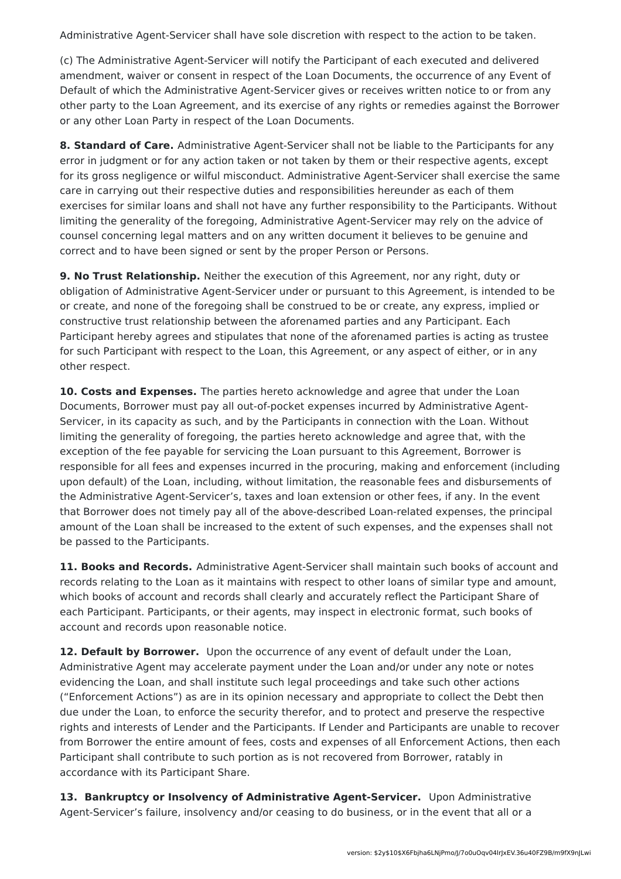Administrative Agent-Servicer shall have sole discretion with respect to the action to be taken.

(c) The Administrative Agent-Servicer will notify the Participant of each executed and delivered amendment, waiver or consent in respect of the Loan Documents, the occurrence of any Event of Default of which the Administrative Agent-Servicer gives or receives written notice to or from any other party to the Loan Agreement, and its exercise of any rights or remedies against the Borrower or any other Loan Party in respect of the Loan Documents.

**8. Standard of Care.** Administrative Agent-Servicer shall not be liable to the Participants for any error in judgment or for any action taken or not taken by them or their respective agents, except for its gross negligence or wilful misconduct. Administrative Agent-Servicer shall exercise the same care in carrying out their respective duties and responsibilities hereunder as each of them exercises for similar loans and shall not have any further responsibility to the Participants. Without limiting the generality of the foregoing, Administrative Agent-Servicer may rely on the advice of counsel concerning legal matters and on any written document it believes to be genuine and correct and to have been signed or sent by the proper Person or Persons.

**9. No Trust Relationship.** Neither the execution of this Agreement, nor any right, duty or obligation of Administrative Agent-Servicer under or pursuant to this Agreement, is intended to be or create, and none of the foregoing shall be construed to be or create, any express, implied or constructive trust relationship between the aforenamed parties and any Participant. Each Participant hereby agrees and stipulates that none of the aforenamed parties is acting as trustee for such Participant with respect to the Loan, this Agreement, or any aspect of either, or in any other respect.

**10. Costs and Expenses.** The parties hereto acknowledge and agree that under the Loan Documents, Borrower must pay all out-of-pocket expenses incurred by Administrative Agent-Servicer, in its capacity as such, and by the Participants in connection with the Loan. Without limiting the generality of foregoing, the parties hereto acknowledge and agree that, with the exception of the fee payable for servicing the Loan pursuant to this Agreement, Borrower is responsible for all fees and expenses incurred in the procuring, making and enforcement (including upon default) of the Loan, including, without limitation, the reasonable fees and disbursements of the Administrative Agent-Servicer's, taxes and loan extension or other fees, if any. In the event that Borrower does not timely pay all of the above-described Loan-related expenses, the principal amount of the Loan shall be increased to the extent of such expenses, and the expenses shall not be passed to the Participants.

**11. Books and Records.** Administrative Agent-Servicer shall maintain such books of account and records relating to the Loan as it maintains with respect to other loans of similar type and amount, which books of account and records shall clearly and accurately reflect the Participant Share of each Participant. Participants, or their agents, may inspect in electronic format, such books of account and records upon reasonable notice.

**12. Default by Borrower.** Upon the occurrence of any event of default under the Loan, Administrative Agent may accelerate payment under the Loan and/or under any note or notes evidencing the Loan, and shall institute such legal proceedings and take such other actions ("Enforcement Actions") as are in its opinion necessary and appropriate to collect the Debt then due under the Loan, to enforce the security therefor, and to protect and preserve the respective rights and interests of Lender and the Participants. If Lender and Participants are unable to recover from Borrower the entire amount of fees, costs and expenses of all Enforcement Actions, then each Participant shall contribute to such portion as is not recovered from Borrower, ratably in accordance with its Participant Share.

**13. Bankruptcy or Insolvency of Administrative Agent-Servicer.** Upon Administrative Agent-Servicer's failure, insolvency and/or ceasing to do business, or in the event that all or a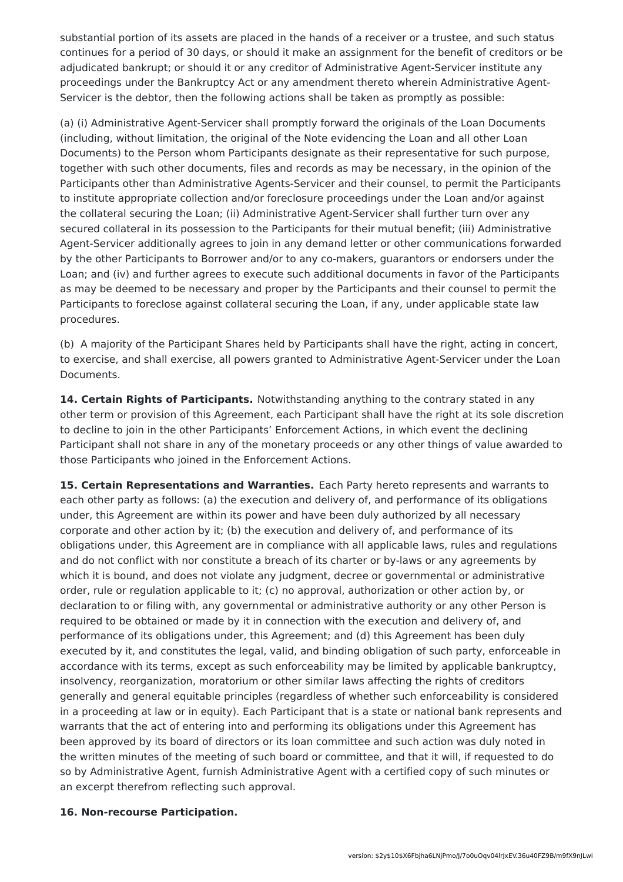substantial portion of its assets are placed in the hands of a receiver or a trustee, and such status continues for a period of 30 days, or should it make an assignment for the benefit of creditors or be adjudicated bankrupt; or should it or any creditor of Administrative Agent-Servicer institute any proceedings under the Bankruptcy Act or any amendment thereto wherein Administrative Agent-Servicer is the debtor, then the following actions shall be taken as promptly as possible:

(a) (i) Administrative Agent-Servicer shall promptly forward the originals of the Loan Documents (including, without limitation, the original of the Note evidencing the Loan and all other Loan Documents) to the Person whom Participants designate as their representative for such purpose, together with such other documents, files and records as may be necessary, in the opinion of the Participants other than Administrative Agents-Servicer and their counsel, to permit the Participants to institute appropriate collection and/or foreclosure proceedings under the Loan and/or against the collateral securing the Loan; (ii) Administrative Agent-Servicer shall further turn over any secured collateral in its possession to the Participants for their mutual benefit; (iii) Administrative Agent-Servicer additionally agrees to join in any demand letter or other communications forwarded by the other Participants to Borrower and/or to any co-makers, guarantors or endorsers under the Loan; and (iv) and further agrees to execute such additional documents in favor of the Participants as may be deemed to be necessary and proper by the Participants and their counsel to permit the Participants to foreclose against collateral securing the Loan, if any, under applicable state law procedures.

(b) A majority of the Participant Shares held by Participants shall have the right, acting in concert, to exercise, and shall exercise, all powers granted to Administrative Agent-Servicer under the Loan Documents.

**14. Certain Rights of Participants.** Notwithstanding anything to the contrary stated in any other term or provision of this Agreement, each Participant shall have the right at its sole discretion to decline to join in the other Participants' Enforcement Actions, in which event the declining Participant shall not share in any of the monetary proceeds or any other things of value awarded to those Participants who joined in the Enforcement Actions.

**15. Certain Representations and Warranties.** Each Party hereto represents and warrants to each other party as follows: (a) the execution and delivery of, and performance of its obligations under, this Agreement are within its power and have been duly authorized by all necessary corporate and other action by it; (b) the execution and delivery of, and performance of its obligations under, this Agreement are in compliance with all applicable laws, rules and regulations and do not conflict with nor constitute a breach of its charter or by-laws or any agreements by which it is bound, and does not violate any judgment, decree or governmental or administrative order, rule or regulation applicable to it; (c) no approval, authorization or other action by, or declaration to or filing with, any governmental or administrative authority or any other Person is required to be obtained or made by it in connection with the execution and delivery of, and performance of its obligations under, this Agreement; and (d) this Agreement has been duly executed by it, and constitutes the legal, valid, and binding obligation of such party, enforceable in accordance with its terms, except as such enforceability may be limited by applicable bankruptcy, insolvency, reorganization, moratorium or other similar laws affecting the rights of creditors generally and general equitable principles (regardless of whether such enforceability is considered in a proceeding at law or in equity). Each Participant that is a state or national bank represents and warrants that the act of entering into and performing its obligations under this Agreement has been approved by its board of directors or its loan committee and such action was duly noted in the written minutes of the meeting of such board or committee, and that it will, if requested to do so by Administrative Agent, furnish Administrative Agent with a certified copy of such minutes or an excerpt therefrom reflecting such approval.

**16. Non-recourse Participation.**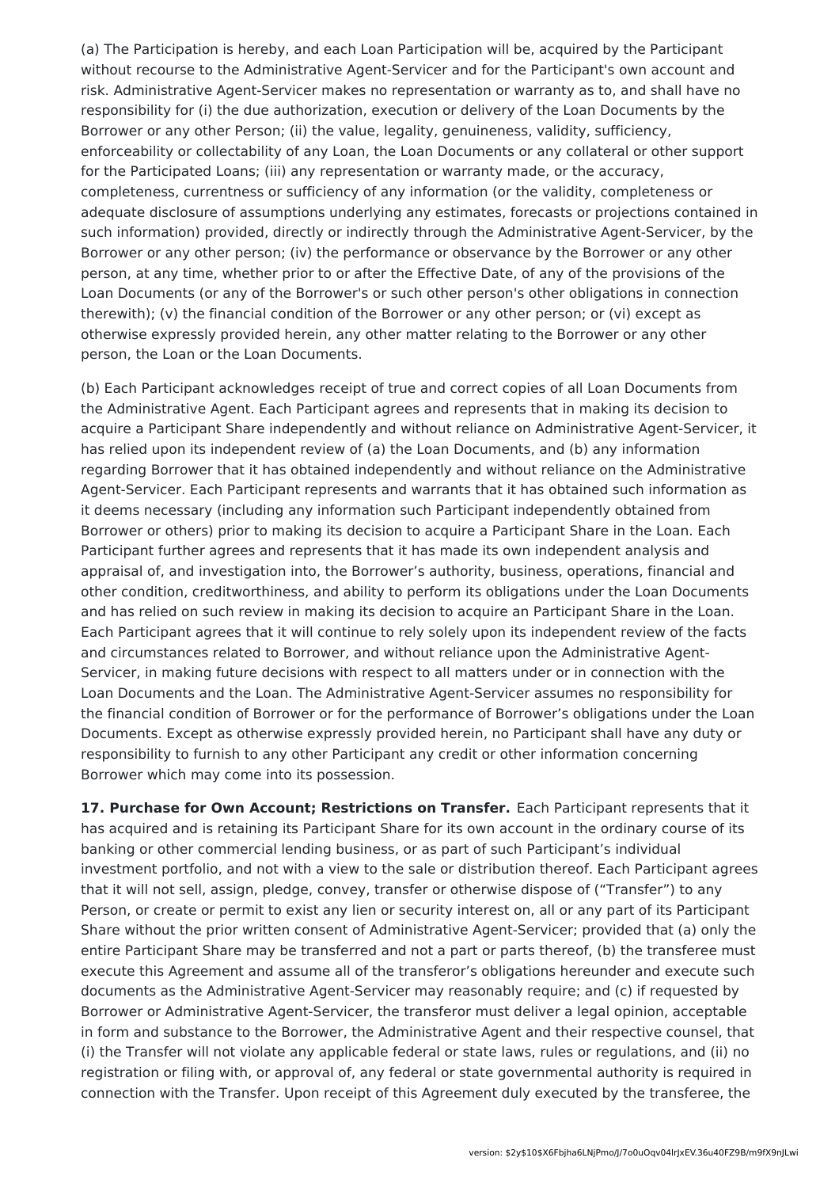(a) The Participation is hereby, and each Loan Participation will be, acquired by the Participant without recourse to the Administrative Agent-Servicer and for the Participant's own account and risk. Administrative Agent-Servicer makes no representation or warranty as to, and shall have no responsibility for (i) the due authorization, execution or delivery of the Loan Documents by the Borrower or any other Person; (ii) the value, legality, genuineness, validity, sufficiency, enforceability or collectability of any Loan, the Loan Documents or any collateral or other support for the Participated Loans; (iii) any representation or warranty made, or the accuracy, completeness, currentness or sufficiency of any information (or the validity, completeness or adequate disclosure of assumptions underlying any estimates, forecasts or projections contained in such information) provided, directly or indirectly through the Administrative Agent-Servicer, by the Borrower or any other person; (iv) the performance or observance by the Borrower or any other person, at any time, whether prior to or after the Effective Date, of any of the provisions of the Loan Documents (or any of the Borrower's or such other person's other obligations in connection therewith); (v) the financial condition of the Borrower or any other person; or (vi) except as otherwise expressly provided herein, any other matter relating to the Borrower or any other person, the Loan or the Loan Documents.

(b) Each Participant acknowledges receipt of true and correct copies of all Loan Documents from the Administrative Agent. Each Participant agrees and represents that in making its decision to acquire a Participant Share independently and without reliance on Administrative Agent-Servicer, it has relied upon its independent review of (a) the Loan Documents, and (b) any information regarding Borrower that it has obtained independently and without reliance on the Administrative Agent-Servicer. Each Participant represents and warrants that it has obtained such information as it deems necessary (including any information such Participant independently obtained from Borrower or others) prior to making its decision to acquire a Participant Share in the Loan. Each Participant further agrees and represents that it has made its own independent analysis and appraisal of, and investigation into, the Borrower’s authority, business, operations, financial and other condition, creditworthiness, and ability to perform its obligations under the Loan Documents and has relied on such review in making its decision to acquire an Participant Share in the Loan. Each Participant agrees that it will continue to rely solely upon its independent review of the facts and circumstances related to Borrower, and without reliance upon the Administrative Agent-Servicer, in making future decisions with respect to all matters under or in connection with the Loan Documents and the Loan. The Administrative Agent-Servicer assumes no responsibility for the financial condition of Borrower or for the performance of Borrower’s obligations under the Loan Documents. Except as otherwise expressly provided herein, no Participant shall have any duty or responsibility to furnish to any other Participant any credit or other information concerning Borrower which may come into its possession.

**17. Purchase for Own Account; Restrictions on Transfer.** Each Participant represents that it has acquired and is retaining its Participant Share for its own account in the ordinary course of its banking or other commercial lending business, or as part of such Participant’s individual investment portfolio, and not with a view to the sale or distribution thereof. Each Participant agrees that it will not sell, assign, pledge, convey, transfer or otherwise dispose of (“Transfer”) to any Person, or create or permit to exist any lien or security interest on, all or any part of its Participant Share without the prior written consent of Administrative Agent-Servicer; provided that (a) only the entire Participant Share may be transferred and not a part or parts thereof, (b) the transferee must execute this Agreement and assume all of the transferor’s obligations hereunder and execute such documents as the Administrative Agent-Servicer may reasonably require; and (c) if requested by Borrower or Administrative Agent-Servicer, the transferor must deliver a legal opinion, acceptable in form and substance to the Borrower, the Administrative Agent and their respective counsel, that (i) the Transfer will not violate any applicable federal or state laws, rules or regulations, and (ii) no registration or filing with, or approval of, any federal or state governmental authority is required in connection with the Transfer. Upon receipt of this Agreement duly executed by the transferee, the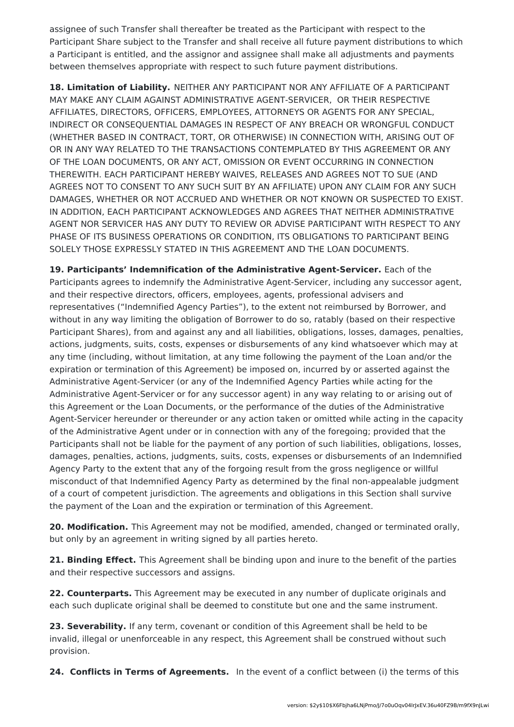assignee of such Transfer shall thereafter be treated as the Participant with respect to the Participant Share subject to the Transfer and shall receive all future payment distributions to which a Participant is entitled, and the assignor and assignee shall make all adjustments and payments between themselves appropriate with respect to such future payment distributions.

**18. Limitation of Liability.** NEITHER ANY PARTICIPANT NOR ANY AFFILIATE OF A PARTICIPANT MAY MAKE ANY CLAIM AGAINST ADMINISTRATIVE AGENT-SERVICER, OR THEIR RESPECTIVE AFFILIATES, DIRECTORS, OFFICERS, EMPLOYEES, ATTORNEYS OR AGENTS FOR ANY SPECIAL, INDIRECT OR CONSEQUENTIAL DAMAGES IN RESPECT OF ANY BREACH OR WRONGFUL CONDUCT (WHETHER BASED IN CONTRACT, TORT, OR OTHERWISE) IN CONNECTION WITH, ARISING OUT OF OR IN ANY WAY RELATED TO THE TRANSACTIONS CONTEMPLATED BY THIS AGREEMENT OR ANY OF THE LOAN DOCUMENTS, OR ANY ACT, OMISSION OR EVENT OCCURRING IN CONNECTION THEREWITH. EACH PARTICIPANT HEREBY WAIVES, RELEASES AND AGREES NOT TO SUE (AND AGREES NOT TO CONSENT TO ANY SUCH SUIT BY AN AFFILIATE) UPON ANY CLAIM FOR ANY SUCH DAMAGES, WHETHER OR NOT ACCRUED AND WHETHER OR NOT KNOWN OR SUSPECTED TO EXIST. IN ADDITION, EACH PARTICIPANT ACKNOWLEDGES AND AGREES THAT NEITHER ADMINISTRATIVE AGENT NOR SERVICER HAS ANY DUTY TO REVIEW OR ADVISE PARTICIPANT WITH RESPECT TO ANY PHASE OF ITS BUSINESS OPERATIONS OR CONDITION, ITS OBLIGATIONS TO PARTICIPANT BEING SOLELY THOSE EXPRESSLY STATED IN THIS AGREEMENT AND THE LOAN DOCUMENTS.

**19. Participants' Indemnification of the Administrative Agent-Servicer.** Each of the Participants agrees to indemnify the Administrative Agent-Servicer, including any successor agent, and their respective directors, officers, employees, agents, professional advisers and representatives ("Indemnified Agency Parties"), to the extent not reimbursed by Borrower, and without in any way limiting the obligation of Borrower to do so, ratably (based on their respective Participant Shares), from and against any and all liabilities, obligations, losses, damages, penalties, actions, judgments, suits, costs, expenses or disbursements of any kind whatsoever which may at any time (including, without limitation, at any time following the payment of the Loan and/or the expiration or termination of this Agreement) be imposed on, incurred by or asserted against the Administrative Agent-Servicer (or any of the Indemnified Agency Parties while acting for the Administrative Agent-Servicer or for any successor agent) in any way relating to or arising out of this Agreement or the Loan Documents, or the performance of the duties of the Administrative Agent-Servicer hereunder or thereunder or any action taken or omitted while acting in the capacity of the Administrative Agent under or in connection with any of the foregoing; provided that the Participants shall not be liable for the payment of any portion of such liabilities, obligations, losses, damages, penalties, actions, judgments, suits, costs, expenses or disbursements of an Indemnified Agency Party to the extent that any of the forgoing result from the gross negligence or willful misconduct of that Indemnified Agency Party as determined by the final non-appealable judgment of a court of competent jurisdiction. The agreements and obligations in this Section shall survive the payment of the Loan and the expiration or termination of this Agreement.

**20. Modification.** This Agreement may not be modified, amended, changed or terminated orally, but only by an agreement in writing signed by all parties hereto.

**21. Binding Effect.** This Agreement shall be binding upon and inure to the benefit of the parties and their respective successors and assigns.

**22. Counterparts.** This Agreement may be executed in any number of duplicate originals and each such duplicate original shall be deemed to constitute but one and the same instrument.

**23. Severability.** If any term, covenant or condition of this Agreement shall be held to be invalid, illegal or unenforceable in any respect, this Agreement shall be construed without such provision.

**24. Conflicts in Terms of Agreements.** In the event of a conflict between (i) the terms of this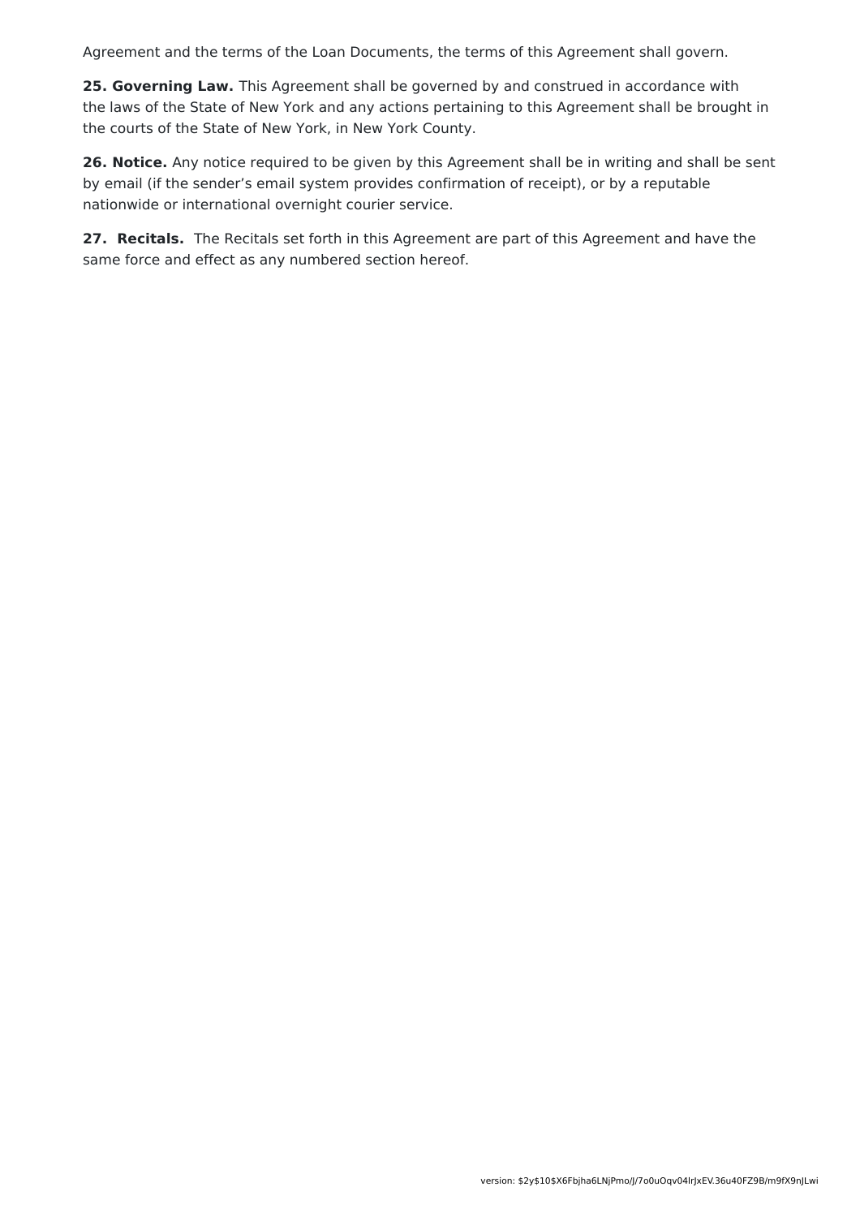Agreement and the terms of the Loan Documents, the terms of this Agreement shall govern.

**25. Governing Law.** This Agreement shall be governed by and construed in accordance with the laws of the State of New York and any actions pertaining to this Agreement shall be brought in the courts of the State of New York, in New York County.

**26. Notice.** Any notice required to be given by this Agreement shall be in writing and shall be sent by email (if the sender's email system provides confirmation of receipt), or by a reputable nationwide or international overnight courier service.

**27. Recitals.** The Recitals set forth in this Agreement are part of this Agreement and have the same force and effect as any numbered section hereof.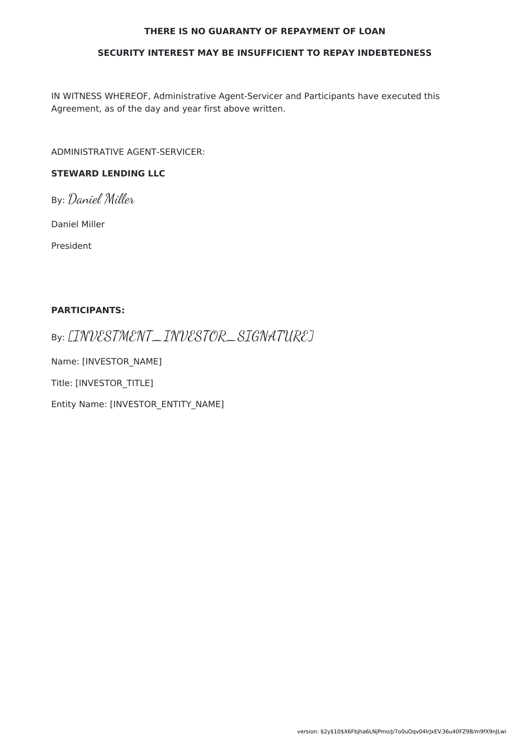**THERE IS NO GUARANTY OF REPAYMENT OF LOAN**

**SECURITY INTEREST MAY BE INSUFFICIENT TO REPAY INDEBTEDNESS**

IN WITNESS WHEREOF, Administrative Agent-Servicer and Participants have executed this Agreement, as of the day and year first above written.

ADMINISTRATIVE AGENT-SERVICER:

**STEWARD LENDING LLC**

By: *Daniel Miller*

Daniel Miller

President

**PARTICIPANTS:**

By: *[INVESTMENT_INVESTOR_SIGNATURE]*

Name: [INVESTOR_NAME]

Title: [INVESTOR_TITLE]

Entity Name: [INVESTOR_ENTITY_NAME]

version: $2y$10$X6Fbjha6LNjPmo/J/7o0uOqv04lrJxEV.36u40FZ9B/m9fX9nJLwi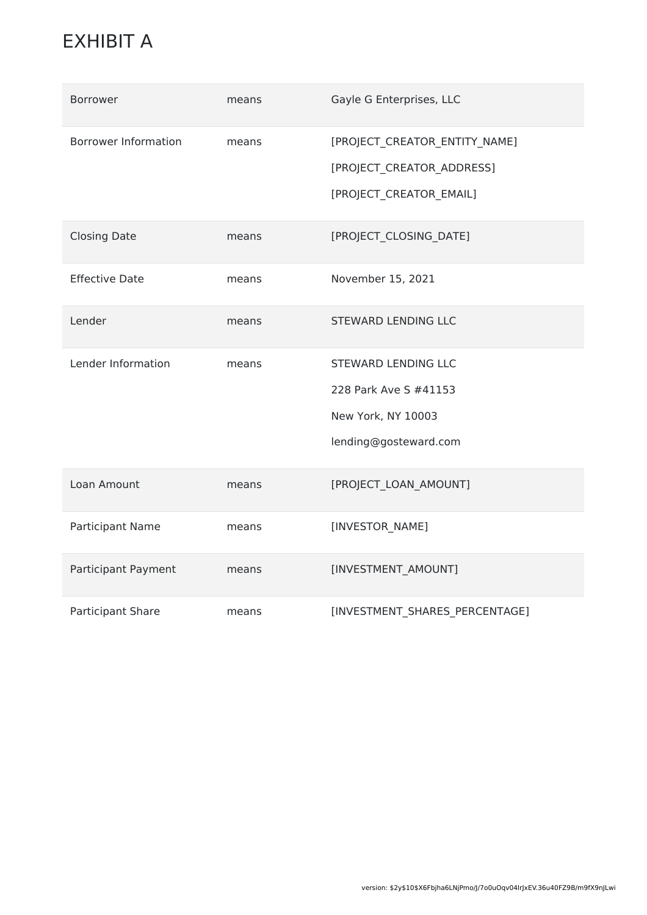# EXHIBIT A

| | | |
|---|---|---|
| Borrower | means | Gayle G Enterprises, LLC |
| Borrower Information | means | [PROJECT_CREATOR_ENTITY_NAME]<br>[PROJECT_CREATOR_ADDRESS]<br>[PROJECT_CREATOR_EMAIL] |
| Closing Date | means | [PROJECT_CLOSING_DATE] |
| Effective Date | means | November 15, 2021 |
| Lender | means | STEWARD LENDING LLC |
| Lender Information | means | STEWARD LENDING LLC<br>228 Park Ave S #41153<br>New York, NY 10003<br>lending@gosteward.com |
| Loan Amount | means | [PROJECT_LOAN_AMOUNT] |
| Participant Name | means | [INVESTOR_NAME] |
| Participant Payment | means | [INVESTMENT_AMOUNT] |
| Participant Share | means | [INVESTMENT_SHARES_PERCENTAGE] |

version: $2y$10$X6Fbjha6LNjPmo/J/7o0uOqv04lrJxEV.36u40FZ9B/m9fX9nJLwi